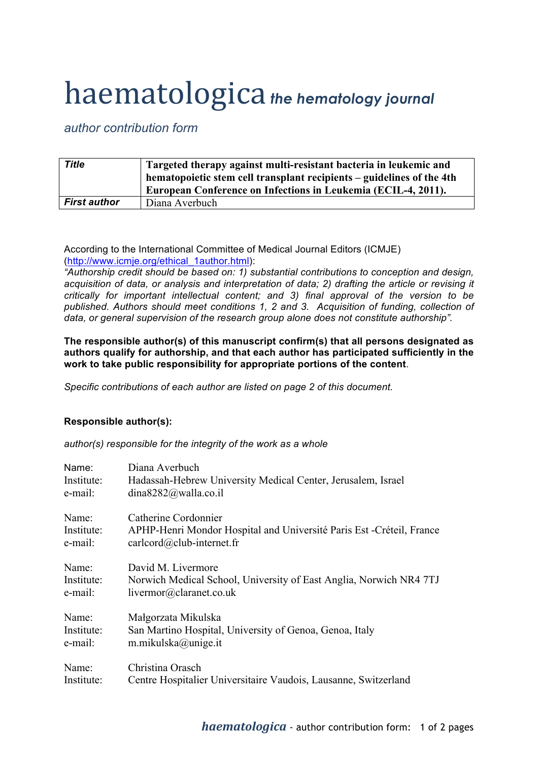# haematologica *the hematology journal*

*author contribution form*

| *Title* | **Targeted therapy against multi-resistant bacteria in leukemic and hematopoietic stem cell transplant recipients – guidelines of the 4th European Conference on Infections in Leukemia (ECIL-4, 2011).** |
|---|---|
| ***First author*** | Diana Averbuch |

According to the International Committee of Medical Journal Editors (ICMJE) (http://www.icmje.org/ethical_1author.html):
*"Authorship credit should be based on: 1) substantial contributions to conception and design, acquisition of data, or analysis and interpretation of data; 2) drafting the article or revising it critically for important intellectual content; and 3) final approval of the version to be published. Authors should meet conditions 1, 2 and 3. Acquisition of funding, collection of data, or general supervision of the research group alone does not constitute authorship".*

**The responsible author(s) of this manuscript confirm(s) that all persons designated as authors qualify for authorship, and that each author has participated sufficiently in the work to take public responsibility for appropriate portions of the content**.

*Specific contributions of each author are listed on page 2 of this document.*

**Responsible author(s):**

*author(s) responsible for the integrity of the work as a whole*

Name: Diana Averbuch
Institute: Hadassah-Hebrew University Medical Center, Jerusalem, Israel
e-mail: dina8282@walla.co.il

Name: Catherine Cordonnier
Institute: APHP-Henri Mondor Hospital and Université Paris Est -Créteil, France
e-mail: carlcord@club-internet.fr

Name: David M. Livermore
Institute: Norwich Medical School, University of East Anglia, Norwich NR4 7TJ
e-mail: livermor@claranet.co.uk

Name: Małgorzata Mikulska
Institute: San Martino Hospital, University of Genoa, Genoa, Italy
e-mail: m.mikulska@unige.it

Name: Christina Orasch
Institute: Centre Hospitalier Universitaire Vaudois, Lausanne, Switzerland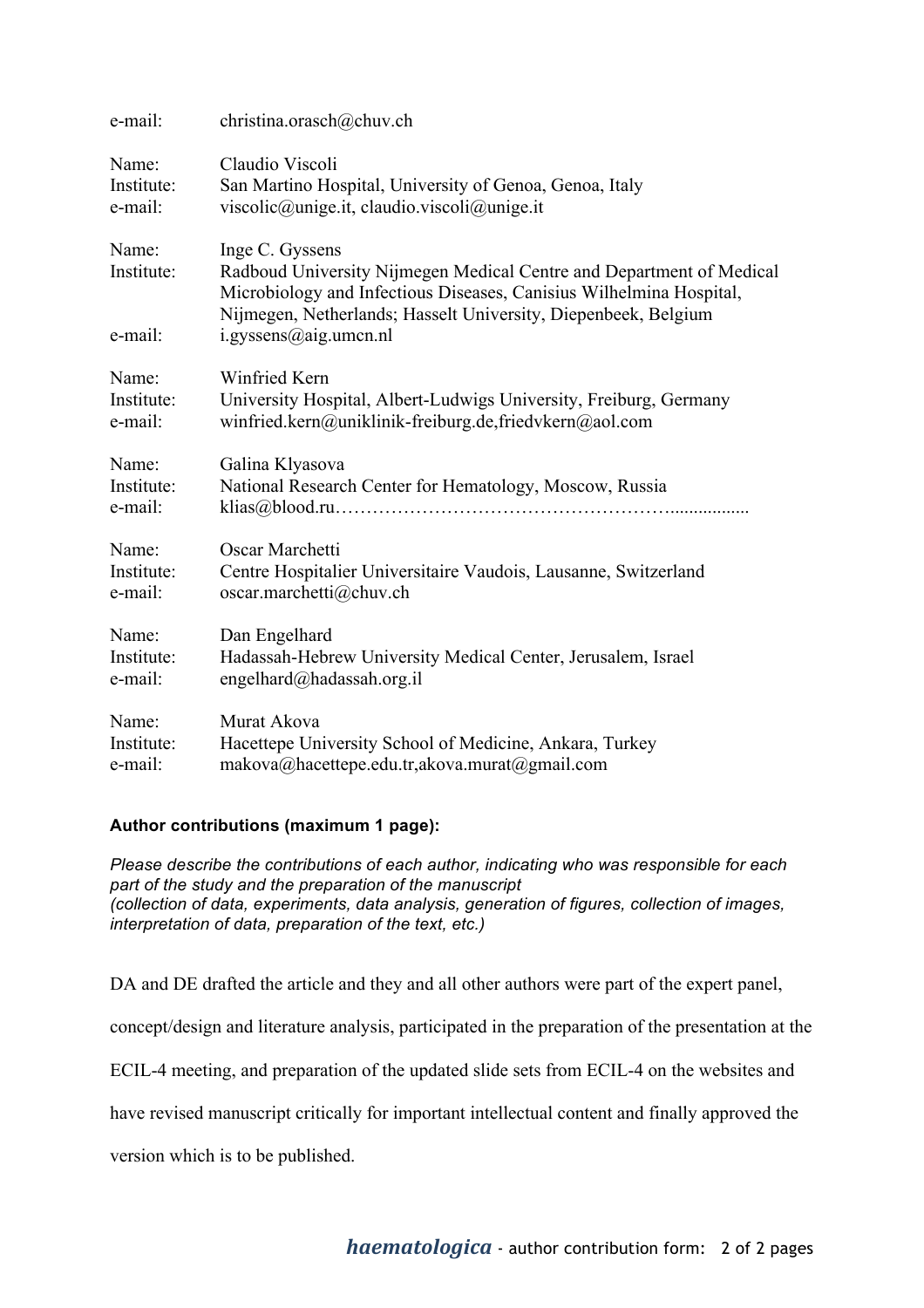e-mail: christina.orasch@chuv.ch

Name: Claudio Viscoli
Institute: San Martino Hospital, University of Genoa, Genoa, Italy
e-mail: viscolic@unige.it, claudio.viscoli@unige.it

Name: Inge C. Gyssens
Institute: Radboud University Nijmegen Medical Centre and Department of Medical Microbiology and Infectious Diseases, Canisius Wilhelmina Hospital, Nijmegen, Netherlands; Hasselt University, Diepenbeek, Belgium
e-mail: i.gyssens@aig.umcn.nl

Name: Winfried Kern
Institute: University Hospital, Albert-Ludwigs University, Freiburg, Germany
e-mail: winfried.kern@uniklinik-freiburg.de,friedvkern@aol.com

Name: Galina Klyasova
Institute: National Research Center for Hematology, Moscow, Russia
e-mail: klias@blood.ru……………………………………………….................

Name: Oscar Marchetti
Institute: Centre Hospitalier Universitaire Vaudois, Lausanne, Switzerland
e-mail: oscar.marchetti@chuv.ch

Name: Dan Engelhard
Institute: Hadassah-Hebrew University Medical Center, Jerusalem, Israel
e-mail: engelhard@hadassah.org.il

Name: Murat Akova
Institute: Hacettepe University School of Medicine, Ankara, Turkey
e-mail: makova@hacettepe.edu.tr,akova.murat@gmail.com

**Author contributions (maximum 1 page):**

*Please describe the contributions of each author, indicating who was responsible for each part of the study and the preparation of the manuscript (collection of data, experiments, data analysis, generation of figures, collection of images, interpretation of data, preparation of the text, etc.)*

DA and DE drafted the article and they and all other authors were part of the expert panel, concept/design and literature analysis, participated in the preparation of the presentation at the ECIL-4 meeting, and preparation of the updated slide sets from ECIL-4 on the websites and have revised manuscript critically for important intellectual content and finally approved the version which is to be published.